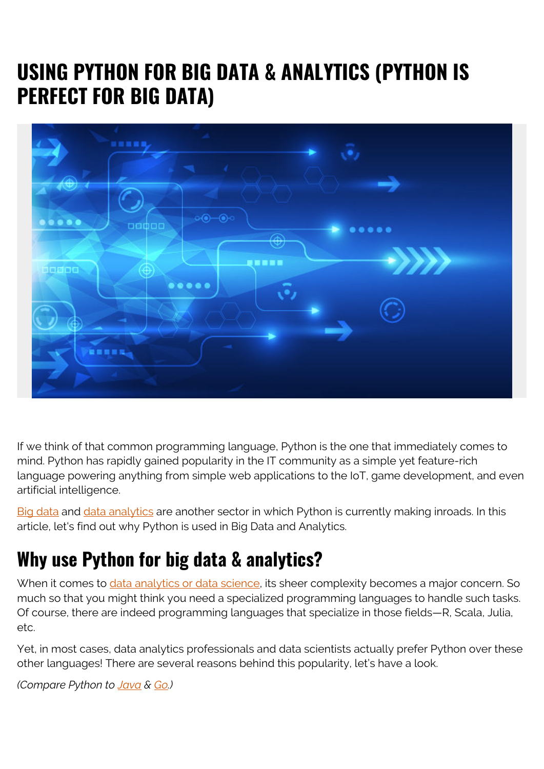# USING PYTHON FOR BIG DATA & ANALYTICS (PYTHON IS PERFECT FOR BIG DATA)

If we think of that common programming language, Python is the one that immediately comes to mind. Python has rapidly gained popularity in the IT community as a simple yet feature-rich language powering anything from simple web applications to the IoT, game development, and even artificial intelligence.

Big data and data analytics are another sector in which Python is currently making inroads. In this article, let's find out why Python is used in Big Data and Analytics.

## Why use Python for big data & analytics?

When it comes to data analytics or data science, its sheer complexity becomes a major concern. So much so that you might think you need a specialized programming languages to handle such tasks. Of course, there are indeed programming languages that specialize in those fields—R, Scala, Julia, etc.

Yet, in most cases, data analytics professionals and data scientists actually prefer Python over these other languages! There are several reasons behind this popularity, let's have a look.

*(Compare Python to Java & Go.)*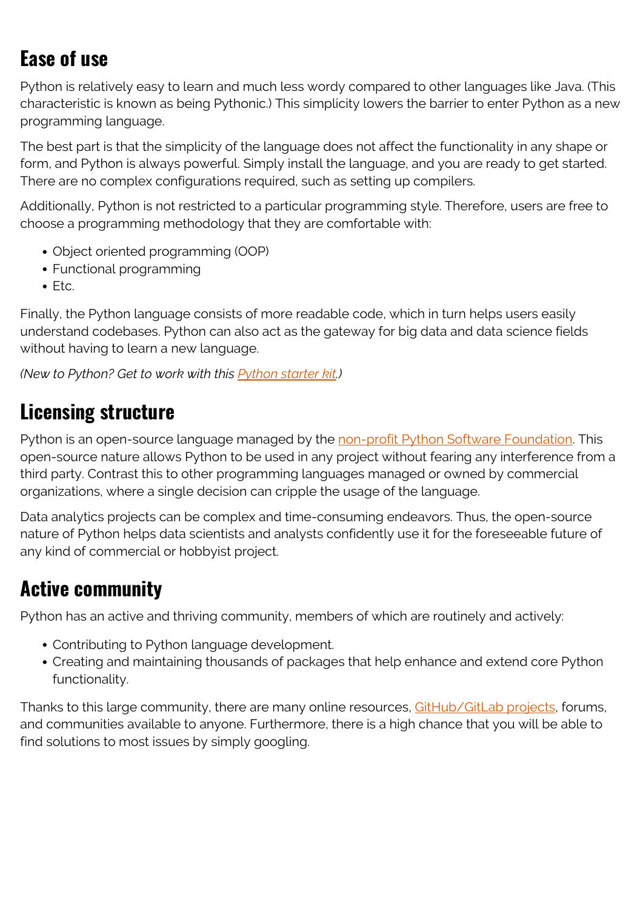## Ease of use

Python is relatively easy to learn and much less wordy compared to other languages like Java. (This characteristic is known as being Pythonic.) This simplicity lowers the barrier to enter Python as a new programming language.

The best part is that the simplicity of the language does not affect the functionality in any shape or form, and Python is always powerful. Simply install the language, and you are ready to get started. There are no complex configurations required, such as setting up compilers.

Additionally, Python is not restricted to a particular programming style. Therefore, users are free to choose a programming methodology that they are comfortable with:

- Object oriented programming (OOP)
- Functional programming
- Etc.

Finally, the Python language consists of more readable code, which in turn helps users easily understand codebases. Python can also act as the gateway for big data and data science fields without having to learn a new language.

*(New to Python? Get to work with this Python starter kit.)*

## Licensing structure

Python is an open-source language managed by the non-profit Python Software Foundation. This open-source nature allows Python to be used in any project without fearing any interference from a third party. Contrast this to other programming languages managed or owned by commercial organizations, where a single decision can cripple the usage of the language.

Data analytics projects can be complex and time-consuming endeavors. Thus, the open-source nature of Python helps data scientists and analysts confidently use it for the foreseeable future of any kind of commercial or hobbyist project.

## Active community

Python has an active and thriving community, members of which are routinely and actively:

- Contributing to Python language development.
- Creating and maintaining thousands of packages that help enhance and extend core Python functionality.

Thanks to this large community, there are many online resources, GitHub/GitLab projects, forums, and communities available to anyone. Furthermore, there is a high chance that you will be able to find solutions to most issues by simply googling.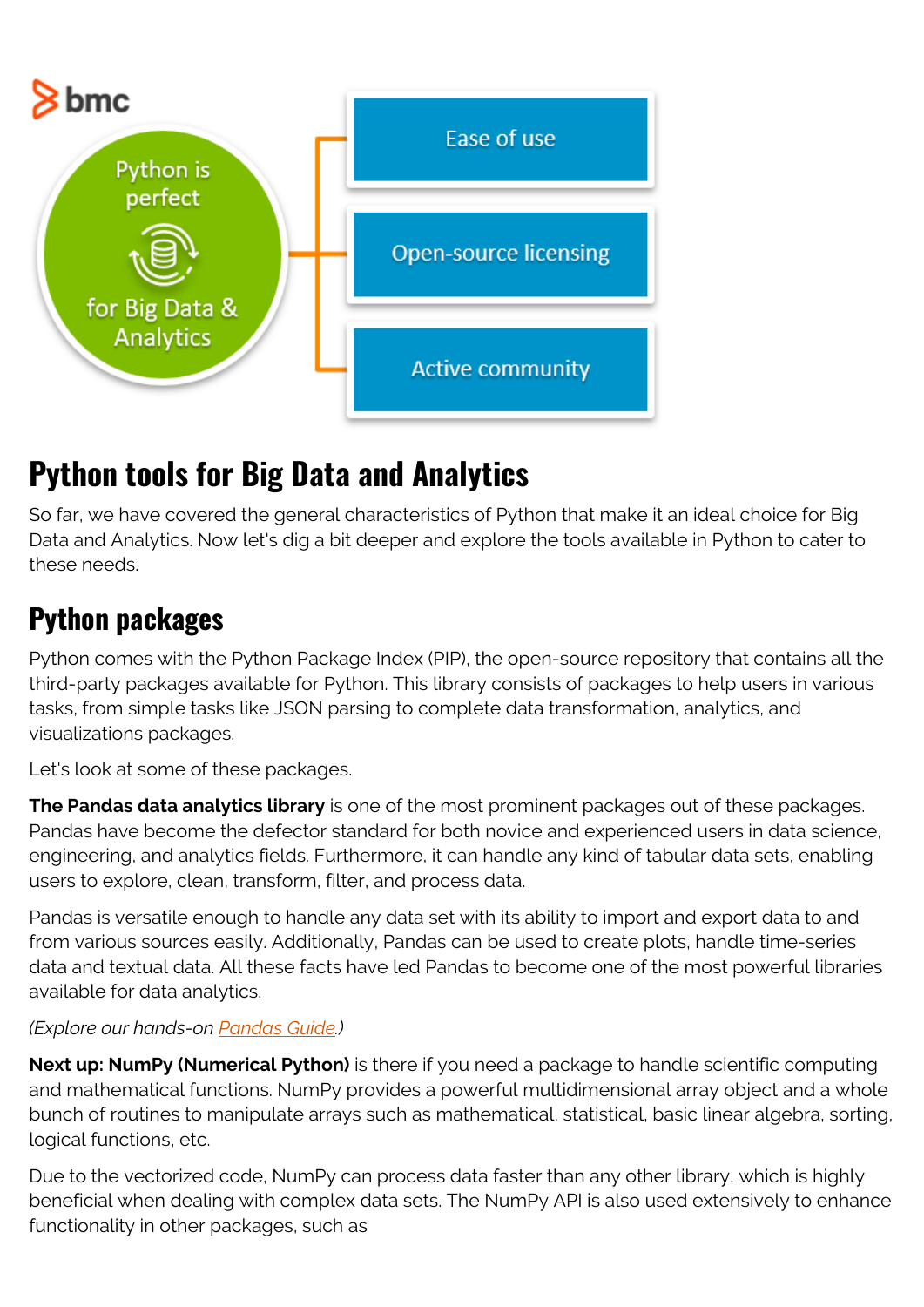# Python tools for Big Data and Analytics

So far, we have covered the general characteristics of Python that make it an ideal choice for Big Data and Analytics. Now let's dig a bit deeper and explore the tools available in Python to cater to these needs.

## Python packages

Python comes with the Python Package Index (PIP), the open-source repository that contains all the third-party packages available for Python. This library consists of packages to help users in various tasks, from simple tasks like JSON parsing to complete data transformation, analytics, and visualizations packages.

Let's look at some of these packages.

**The Pandas data analytics library** is one of the most prominent packages out of these packages. Pandas have become the defector standard for both novice and experienced users in data science, engineering, and analytics fields. Furthermore, it can handle any kind of tabular data sets, enabling users to explore, clean, transform, filter, and process data.

Pandas is versatile enough to handle any data set with its ability to import and export data to and from various sources easily. Additionally, Pandas can be used to create plots, handle time-series data and textual data. All these facts have led Pandas to become one of the most powerful libraries available for data analytics.

*(Explore our hands-on [Pandas Guide](Pandas Guide).)*

**Next up: NumPy (Numerical Python)** is there if you need a package to handle scientific computing and mathematical functions. NumPy provides a powerful multidimensional array object and a whole bunch of routines to manipulate arrays such as mathematical, statistical, basic linear algebra, sorting, logical functions, etc.

Due to the vectorized code, NumPy can process data faster than any other library, which is highly beneficial when dealing with complex data sets. The NumPy API is also used extensively to enhance functionality in other packages, such as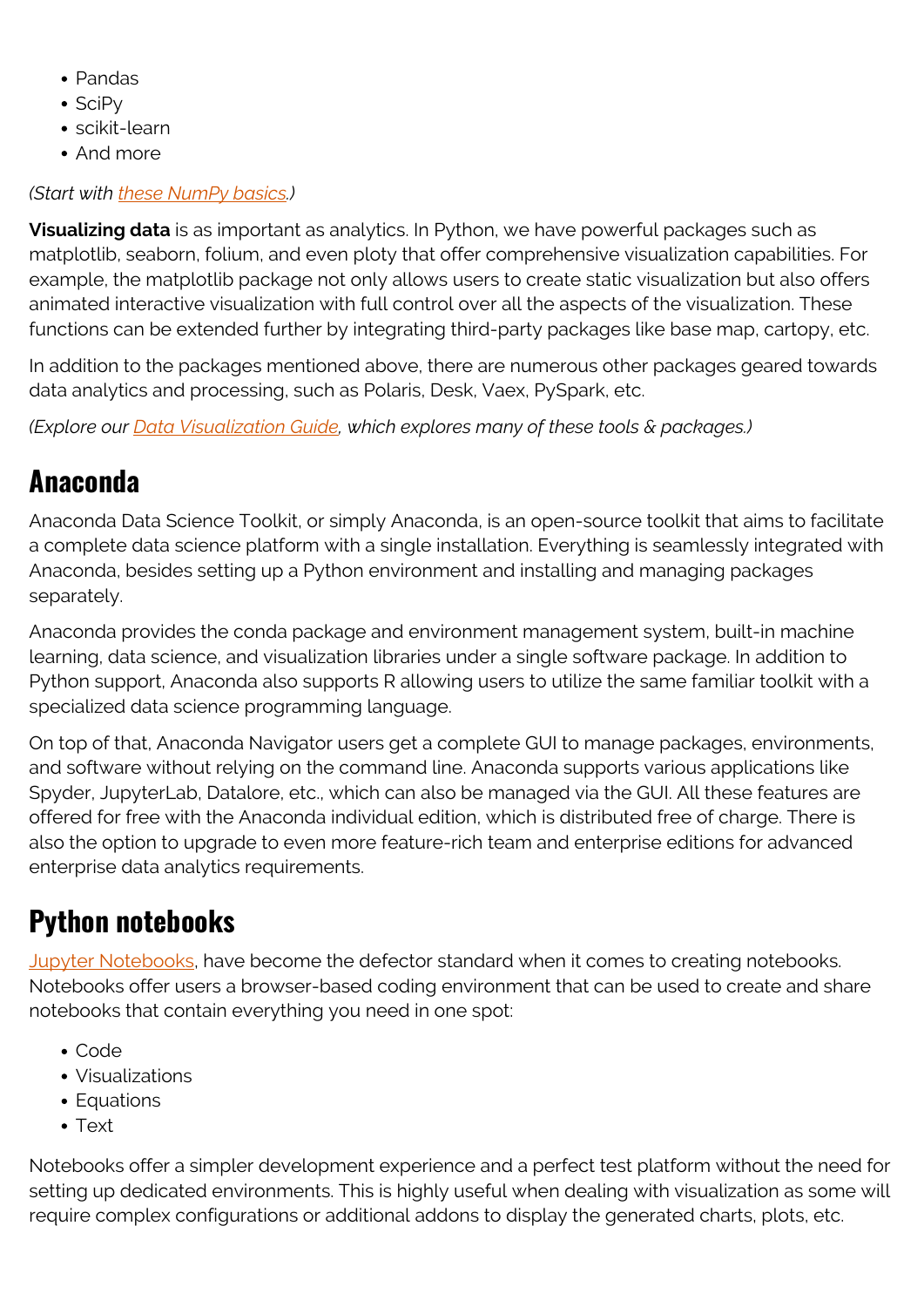- Pandas
- SciPy
- scikit-learn
- And more

*(Start with these NumPy basics.)*

**Visualizing data** is as important as analytics. In Python, we have powerful packages such as matplotlib, seaborn, folium, and even ploty that offer comprehensive visualization capabilities. For example, the matplotlib package not only allows users to create static visualization but also offers animated interactive visualization with full control over all the aspects of the visualization. These functions can be extended further by integrating third-party packages like base map, cartopy, etc.

In addition to the packages mentioned above, there are numerous other packages geared towards data analytics and processing, such as Polaris, Desk, Vaex, PySpark, etc.

*(Explore our Data Visualization Guide, which explores many of these tools & packages.)*

## Anaconda

Anaconda Data Science Toolkit, or simply Anaconda, is an open-source toolkit that aims to facilitate a complete data science platform with a single installation. Everything is seamlessly integrated with Anaconda, besides setting up a Python environment and installing and managing packages separately.

Anaconda provides the conda package and environment management system, built-in machine learning, data science, and visualization libraries under a single software package. In addition to Python support, Anaconda also supports R allowing users to utilize the same familiar toolkit with a specialized data science programming language.

On top of that, Anaconda Navigator users get a complete GUI to manage packages, environments, and software without relying on the command line. Anaconda supports various applications like Spyder, JupyterLab, Datalore, etc., which can also be managed via the GUI. All these features are offered for free with the Anaconda individual edition, which is distributed free of charge. There is also the option to upgrade to even more feature-rich team and enterprise editions for advanced enterprise data analytics requirements.

## Python notebooks

Jupyter Notebooks, have become the defector standard when it comes to creating notebooks. Notebooks offer users a browser-based coding environment that can be used to create and share notebooks that contain everything you need in one spot:

- Code
- Visualizations
- Equations
- Text

Notebooks offer a simpler development experience and a perfect test platform without the need for setting up dedicated environments. This is highly useful when dealing with visualization as some will require complex configurations or additional addons to display the generated charts, plots, etc.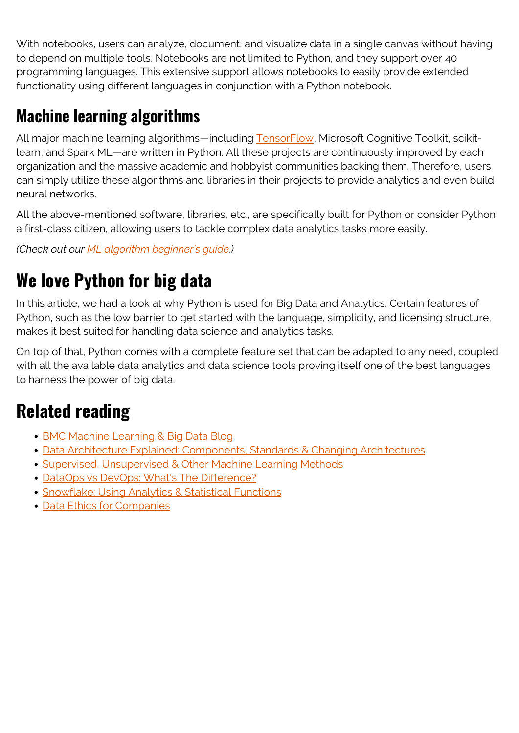With notebooks, users can analyze, document, and visualize data in a single canvas without having to depend on multiple tools. Notebooks are not limited to Python, and they support over 40 programming languages. This extensive support allows notebooks to easily provide extended functionality using different languages in conjunction with a Python notebook.

## Machine learning algorithms

All major machine learning algorithms—including TensorFlow, Microsoft Cognitive Toolkit, scikit-learn, and Spark ML—are written in Python. All these projects are continuously improved by each organization and the massive academic and hobbyist communities backing them. Therefore, users can simply utilize these algorithms and libraries in their projects to provide analytics and even build neural networks.

All the above-mentioned software, libraries, etc., are specifically built for Python or consider Python a first-class citizen, allowing users to tackle complex data analytics tasks more easily.

*(Check out our ML algorithm beginner's guide.)*

# We love Python for big data

In this article, we had a look at why Python is used for Big Data and Analytics. Certain features of Python, such as the low barrier to get started with the language, simplicity, and licensing structure, makes it best suited for handling data science and analytics tasks.

On top of that, Python comes with a complete feature set that can be adapted to any need, coupled with all the available data analytics and data science tools proving itself one of the best languages to harness the power of big data.

# Related reading

- BMC Machine Learning & Big Data Blog
- Data Architecture Explained: Components, Standards & Changing Architectures
- Supervised, Unsupervised & Other Machine Learning Methods
- DataOps vs DevOps: What's The Difference?
- Snowflake: Using Analytics & Statistical Functions
- Data Ethics for Companies